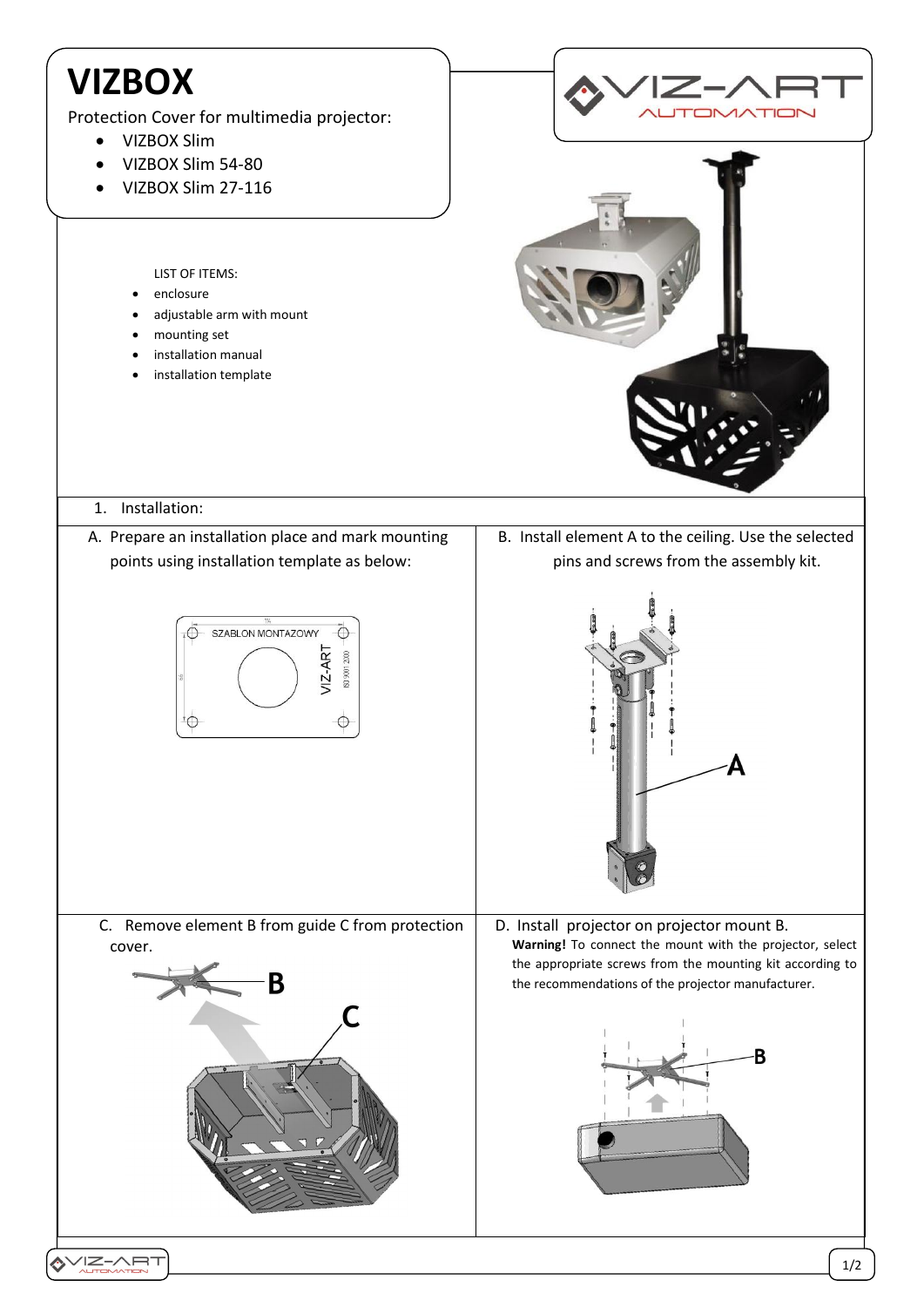# VIZBOX

Protection Cover for multimedia projector:

- VIZBOX Slim
- VIZBOX Slim 54-80
- VIZBOX Slim 27-116

LIST OF ITEMS:

- enclosure
- adjustable arm with mount
- mounting set
- installation manual
- installation template

1. Installation:

A. Prepare an installation place and mark mounting points using installation template as below:

B. Install element A to the ceiling. Use the selected pins and screws from the assembly kit.

C. Remove element B from guide C from protection cover.

D. Install projector on projector mount B.

**Warning!** To connect the mount with the projector, select the appropriate screws from the mounting kit according to the recommendations of the projector manufacturer.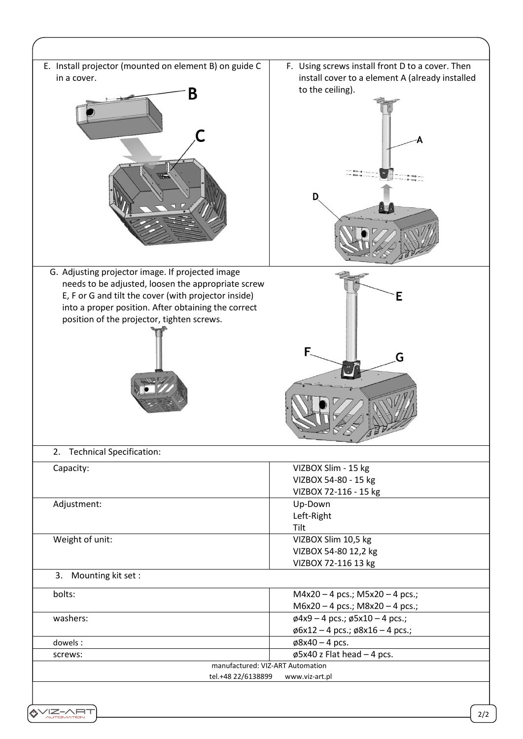E. Install projector (mounted on element B) on guide C in a cover.

B

C

F. Using screws install front D to a cover. Then install cover to a element A (already installed to the ceiling).

A

D

G. Adjusting projector image. If projected image needs to be adjusted, loosen the appropriate screw E, F or G and tilt the cover (with projector inside) into a proper position. After obtaining the correct position of the projector, tighten screws.

E

F

G

## 2. Technical Specification:

| | |
|---|---|
| Capacity: | VIZBOX Slim - 15 kg<br>VIZBOX 54-80 - 15 kg<br>VIZBOX 72-116 - 15 kg |
| Adjustment: | Up-Down<br>Left-Right<br>Tilt |
| Weight of unit: | VIZBOX Slim 10,5 kg<br>VIZBOX 54-80 12,2 kg<br>VIZBOX 72-116 13 kg |

## 3. Mounting kit set :

| | |
|---|---|
| bolts: | M4x20 – 4 pcs.; M5x20 – 4 pcs.;<br>M6x20 – 4 pcs.; M8x20 – 4 pcs.; |
| washers: | ø4x9 – 4 pcs.; ø5x10 – 4 pcs.;<br>ø6x12 – 4 pcs.; ø8x16 – 4 pcs.; |
| dowels : | ø8x40 – 4 pcs. |
| screws: | ø5x40 z Flat head – 4 pcs. |

manufactured: VIZ-ART Automation

tel.+48 22/6138899 www.viz-art.pl